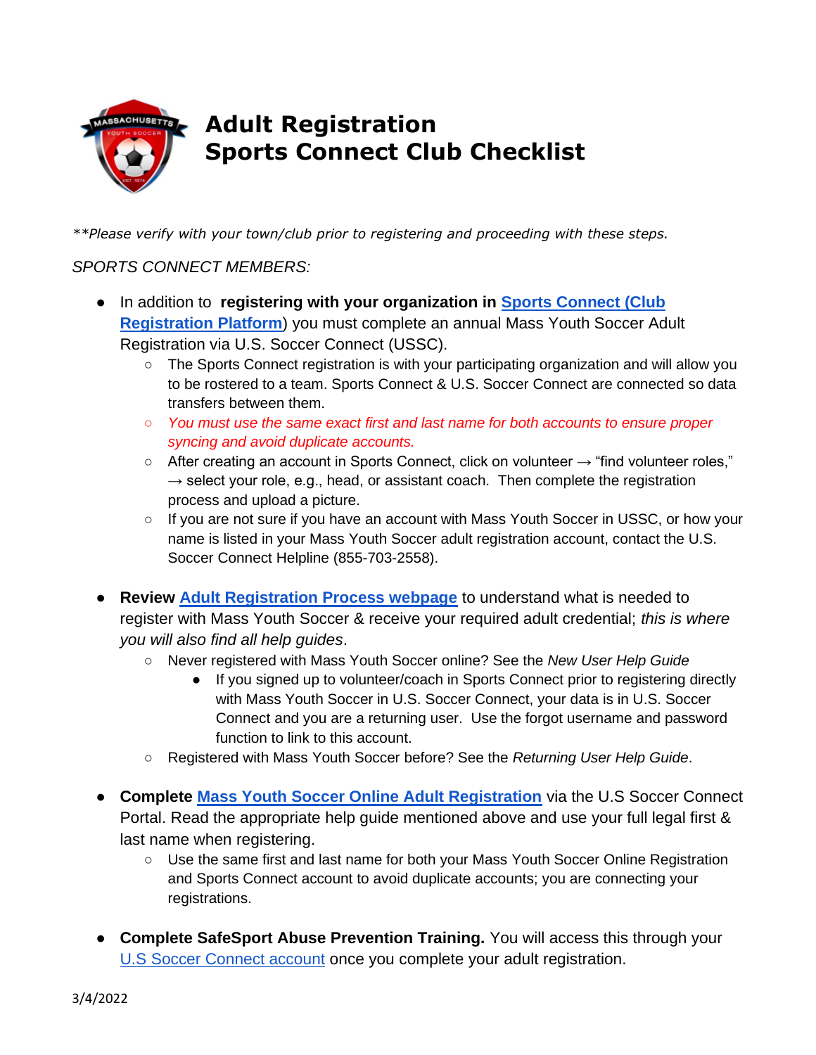# Adult Registration
# Sports Connect Club Checklist

*\*\*Please verify with your town/club prior to registering and proceeding with these steps.*

*SPORTS CONNECT MEMBERS:*

- In addition to **registering with your organization in** [Sports Connect (Club Registration Platform)]() you must complete an annual Mass Youth Soccer Adult Registration via U.S. Soccer Connect (USSC).
  - The Sports Connect registration is with your participating organization and will allow you to be rostered to a team. Sports Connect & U.S. Soccer Connect are connected so data transfers between them.
  - *You must use the same exact first and last name for both accounts to ensure proper syncing and avoid duplicate accounts.*
  - After creating an account in Sports Connect, click on volunteer → "find volunteer roles," → select your role, e.g., head, or assistant coach. Then complete the registration process and upload a picture.
  - If you are not sure if you have an account with Mass Youth Soccer in USSC, or how your name is listed in your Mass Youth Soccer adult registration account, contact the U.S. Soccer Connect Helpline (855-703-2558).

- **Review** [Adult Registration Process webpage]() to understand what is needed to register with Mass Youth Soccer & receive your required adult credential; *this is where you will also find all help guides*.
  - Never registered with Mass Youth Soccer online? See the *New User Help Guide*
    - If you signed up to volunteer/coach in Sports Connect prior to registering directly with Mass Youth Soccer in U.S. Soccer Connect, your data is in U.S. Soccer Connect and you are a returning user. Use the forgot username and password function to link to this account.
  - Registered with Mass Youth Soccer before? See the *Returning User Help Guide*.

- **Complete** [Mass Youth Soccer Online Adult Registration]() via the U.S Soccer Connect Portal. Read the appropriate help guide mentioned above and use your full legal first & last name when registering.
  - Use the same first and last name for both your Mass Youth Soccer Online Registration and Sports Connect account to avoid duplicate accounts; you are connecting your registrations.

- **Complete SafeSport Abuse Prevention Training.** You will access this through your [U.S Soccer Connect account]() once you complete your adult registration.

3/4/2022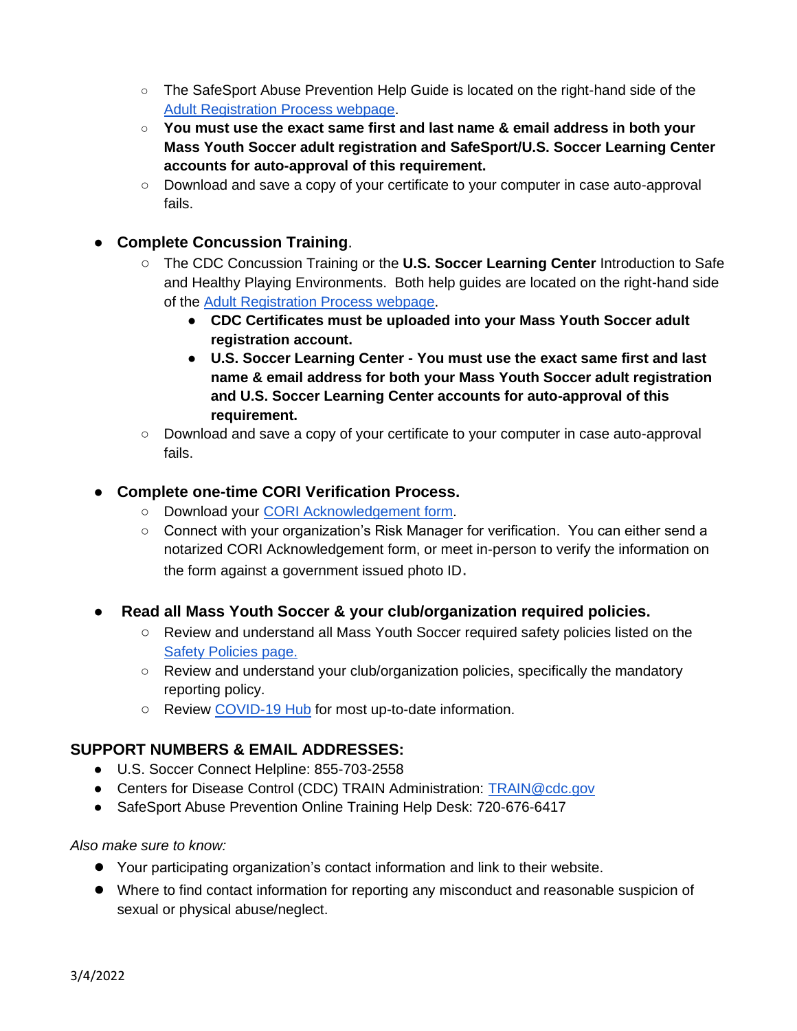- The SafeSport Abuse Prevention Help Guide is located on the right-hand side of the [Adult Registration Process webpage](#).
  - **You must use the exact same first and last name & email address in both your Mass Youth Soccer adult registration and SafeSport/U.S. Soccer Learning Center accounts for auto-approval of this requirement.**
  - Download and save a copy of your certificate to your computer in case auto-approval fails.

- **Complete Concussion Training**.
  - The CDC Concussion Training or the **U.S. Soccer Learning Center** Introduction to Safe and Healthy Playing Environments. Both help guides are located on the right-hand side of the [Adult Registration Process webpage](#).
    - **CDC Certificates must be uploaded into your Mass Youth Soccer adult registration account.**
    - **U.S. Soccer Learning Center - You must use the exact same first and last name & email address for both your Mass Youth Soccer adult registration and U.S. Soccer Learning Center accounts for auto-approval of this requirement.**
  - Download and save a copy of your certificate to your computer in case auto-approval fails.

- **Complete one-time CORI Verification Process.**
  - Download your [CORI Acknowledgement form](#).
  - Connect with your organization's Risk Manager for verification. You can either send a notarized CORI Acknowledgement form, or meet in-person to verify the information on the form against a government issued photo ID.

- **Read all Mass Youth Soccer & your club/organization required policies.**
  - Review and understand all Mass Youth Soccer required safety policies listed on the [Safety Policies page.](#)
  - Review and understand your club/organization policies, specifically the mandatory reporting policy.
  - Review [COVID-19 Hub](#) for most up-to-date information.

## SUPPORT NUMBERS & EMAIL ADDRESSES:

- U.S. Soccer Connect Helpline: 855-703-2558
- Centers for Disease Control (CDC) TRAIN Administration: [TRAIN@cdc.gov](mailto:TRAIN@cdc.gov)
- SafeSport Abuse Prevention Online Training Help Desk: 720-676-6417

*Also make sure to know:*

- Your participating organization's contact information and link to their website.
- Where to find contact information for reporting any misconduct and reasonable suspicion of sexual or physical abuse/neglect.

3/4/2022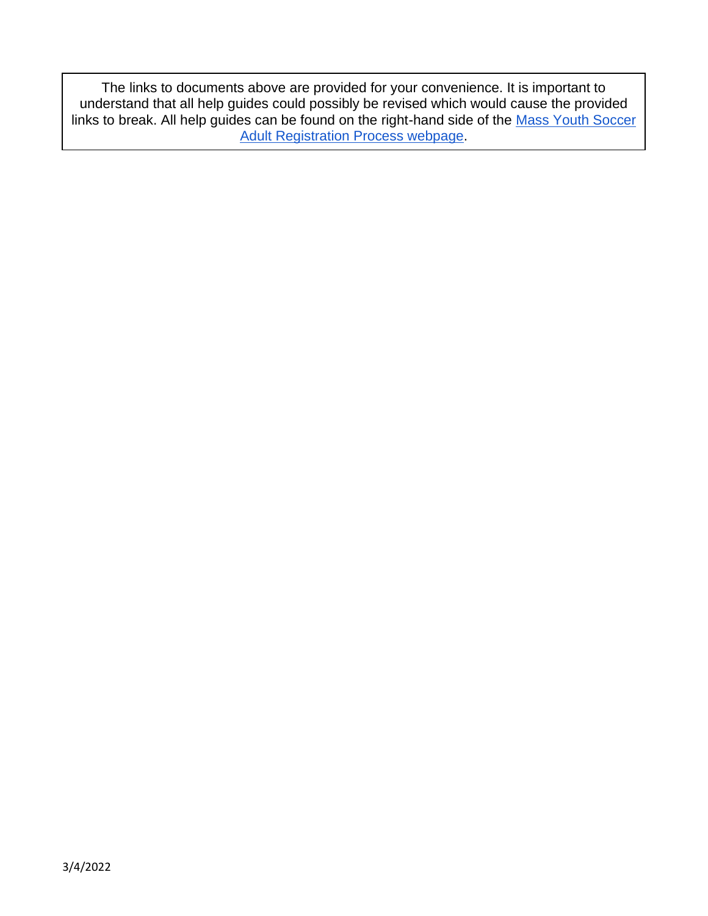The links to documents above are provided for your convenience. It is important to understand that all help guides could possibly be revised which would cause the provided links to break. All help guides can be found on the right-hand side of the Mass Youth Soccer Adult Registration Process webpage.

3/4/2022